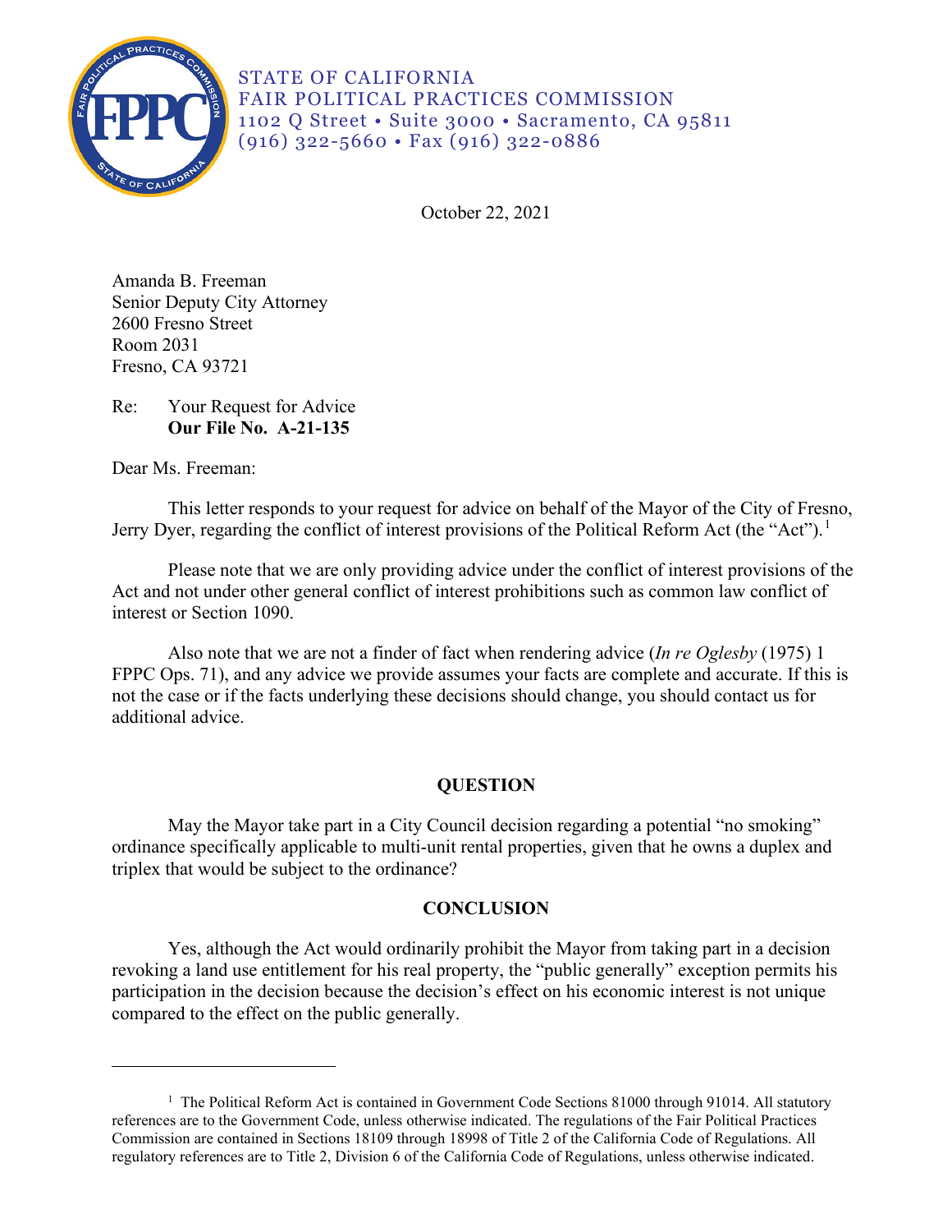STATE OF CALIFORNIA
FAIR POLITICAL PRACTICES COMMISSION
1102 Q Street • Suite 3000 • Sacramento, CA 95811
(916) 322-5660 • Fax (916) 322-0886

October 22, 2021

Amanda B. Freeman
Senior Deputy City Attorney
2600 Fresno Street
Room 2031
Fresno, CA 93721

Re: Your Request for Advice
**Our File No. A-21-135**

Dear Ms. Freeman:

This letter responds to your request for advice on behalf of the Mayor of the City of Fresno, Jerry Dyer, regarding the conflict of interest provisions of the Political Reform Act (the "Act").[1]

Please note that we are only providing advice under the conflict of interest provisions of the Act and not under other general conflict of interest prohibitions such as common law conflict of interest or Section 1090.

Also note that we are not a finder of fact when rendering advice (*In re Oglesby* (1975) 1 FPPC Ops. 71), and any advice we provide assumes your facts are complete and accurate. If this is not the case or if the facts underlying these decisions should change, you should contact us for additional advice.

## QUESTION

May the Mayor take part in a City Council decision regarding a potential "no smoking" ordinance specifically applicable to multi-unit rental properties, given that he owns a duplex and triplex that would be subject to the ordinance?

## CONCLUSION

Yes, although the Act would ordinarily prohibit the Mayor from taking part in a decision revoking a land use entitlement for his real property, the "public generally" exception permits his participation in the decision because the decision's effect on his economic interest is not unique compared to the effect on the public generally.

---

[1] The Political Reform Act is contained in Government Code Sections 81000 through 91014. All statutory references are to the Government Code, unless otherwise indicated. The regulations of the Fair Political Practices Commission are contained in Sections 18109 through 18998 of Title 2 of the California Code of Regulations. All regulatory references are to Title 2, Division 6 of the California Code of Regulations, unless otherwise indicated.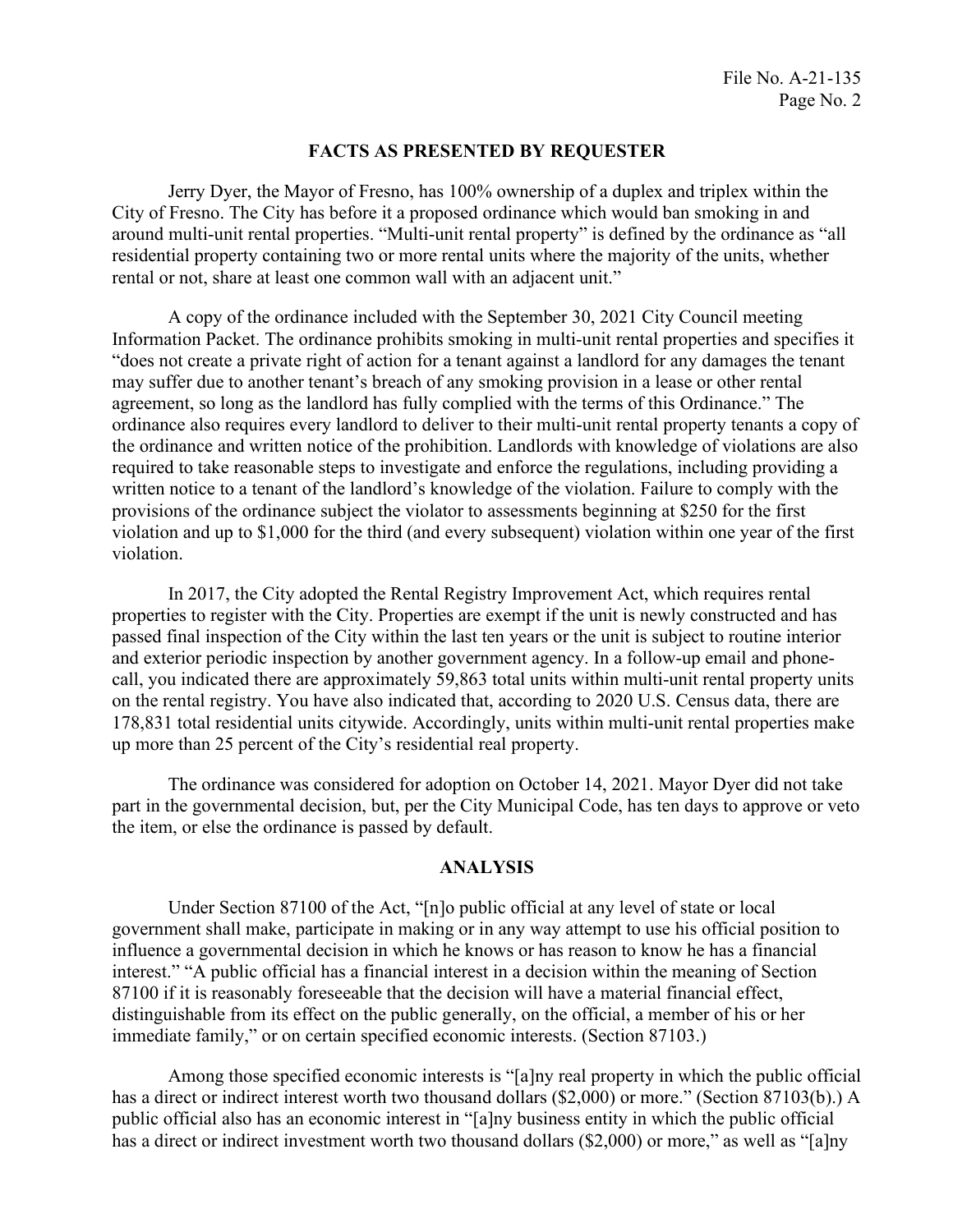## FACTS AS PRESENTED BY REQUESTER

Jerry Dyer, the Mayor of Fresno, has 100% ownership of a duplex and triplex within the City of Fresno. The City has before it a proposed ordinance which would ban smoking in and around multi-unit rental properties. "Multi-unit rental property" is defined by the ordinance as "all residential property containing two or more rental units where the majority of the units, whether rental or not, share at least one common wall with an adjacent unit."

A copy of the ordinance included with the September 30, 2021 City Council meeting Information Packet. The ordinance prohibits smoking in multi-unit rental properties and specifies it "does not create a private right of action for a tenant against a landlord for any damages the tenant may suffer due to another tenant's breach of any smoking provision in a lease or other rental agreement, so long as the landlord has fully complied with the terms of this Ordinance." The ordinance also requires every landlord to deliver to their multi-unit rental property tenants a copy of the ordinance and written notice of the prohibition. Landlords with knowledge of violations are also required to take reasonable steps to investigate and enforce the regulations, including providing a written notice to a tenant of the landlord's knowledge of the violation. Failure to comply with the provisions of the ordinance subject the violator to assessments beginning at $250 for the first violation and up to $1,000 for the third (and every subsequent) violation within one year of the first violation.

In 2017, the City adopted the Rental Registry Improvement Act, which requires rental properties to register with the City. Properties are exempt if the unit is newly constructed and has passed final inspection of the City within the last ten years or the unit is subject to routine interior and exterior periodic inspection by another government agency. In a follow-up email and phone-call, you indicated there are approximately 59,863 total units within multi-unit rental property units on the rental registry. You have also indicated that, according to 2020 U.S. Census data, there are 178,831 total residential units citywide. Accordingly, units within multi-unit rental properties make up more than 25 percent of the City's residential real property.

The ordinance was considered for adoption on October 14, 2021. Mayor Dyer did not take part in the governmental decision, but, per the City Municipal Code, has ten days to approve or veto the item, or else the ordinance is passed by default.

## ANALYSIS

Under Section 87100 of the Act, "[n]o public official at any level of state or local government shall make, participate in making or in any way attempt to use his official position to influence a governmental decision in which he knows or has reason to know he has a financial interest." "A public official has a financial interest in a decision within the meaning of Section 87100 if it is reasonably foreseeable that the decision will have a material financial effect, distinguishable from its effect on the public generally, on the official, a member of his or her immediate family," or on certain specified economic interests. (Section 87103.)

Among those specified economic interests is "[a]ny real property in which the public official has a direct or indirect interest worth two thousand dollars ($2,000) or more." (Section 87103(b).) A public official also has an economic interest in "[a]ny business entity in which the public official has a direct or indirect investment worth two thousand dollars ($2,000) or more," as well as "[a]ny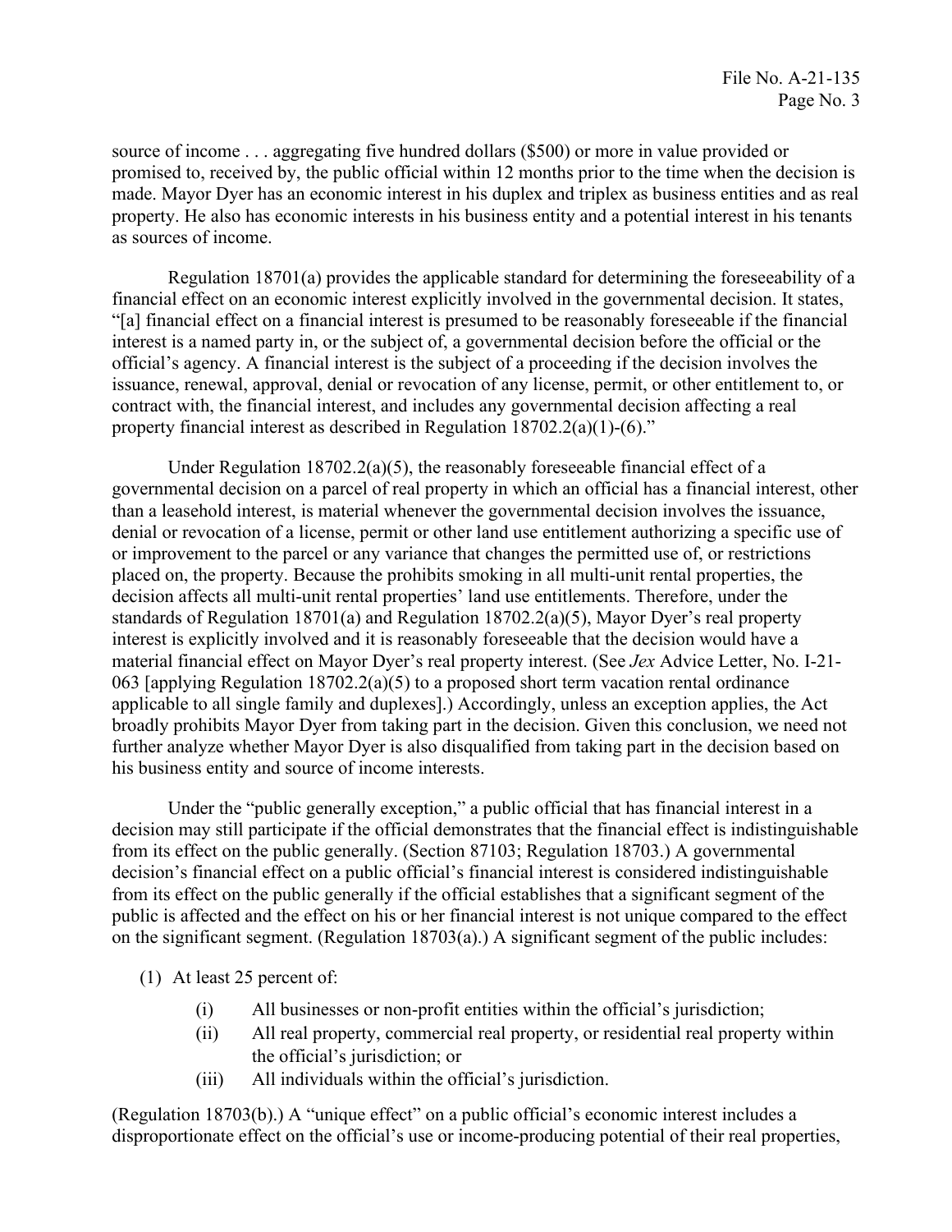source of income . . . aggregating five hundred dollars ($500) or more in value provided or promised to, received by, the public official within 12 months prior to the time when the decision is made. Mayor Dyer has an economic interest in his duplex and triplex as business entities and as real property. He also has economic interests in his business entity and a potential interest in his tenants as sources of income.

Regulation 18701(a) provides the applicable standard for determining the foreseeability of a financial effect on an economic interest explicitly involved in the governmental decision. It states, "[a] financial effect on a financial interest is presumed to be reasonably foreseeable if the financial interest is a named party in, or the subject of, a governmental decision before the official or the official's agency. A financial interest is the subject of a proceeding if the decision involves the issuance, renewal, approval, denial or revocation of any license, permit, or other entitlement to, or contract with, the financial interest, and includes any governmental decision affecting a real property financial interest as described in Regulation 18702.2(a)(1)-(6)."

Under Regulation 18702.2(a)(5), the reasonably foreseeable financial effect of a governmental decision on a parcel of real property in which an official has a financial interest, other than a leasehold interest, is material whenever the governmental decision involves the issuance, denial or revocation of a license, permit or other land use entitlement authorizing a specific use of or improvement to the parcel or any variance that changes the permitted use of, or restrictions placed on, the property. Because the prohibits smoking in all multi-unit rental properties, the decision affects all multi-unit rental properties' land use entitlements. Therefore, under the standards of Regulation 18701(a) and Regulation 18702.2(a)(5), Mayor Dyer's real property interest is explicitly involved and it is reasonably foreseeable that the decision would have a material financial effect on Mayor Dyer's real property interest. (See *Jex* Advice Letter, No. I-21-063 [applying Regulation 18702.2(a)(5) to a proposed short term vacation rental ordinance applicable to all single family and duplexes].) Accordingly, unless an exception applies, the Act broadly prohibits Mayor Dyer from taking part in the decision. Given this conclusion, we need not further analyze whether Mayor Dyer is also disqualified from taking part in the decision based on his business entity and source of income interests.

Under the "public generally exception," a public official that has financial interest in a decision may still participate if the official demonstrates that the financial effect is indistinguishable from its effect on the public generally. (Section 87103; Regulation 18703.) A governmental decision's financial effect on a public official's financial interest is considered indistinguishable from its effect on the public generally if the official establishes that a significant segment of the public is affected and the effect on his or her financial interest is not unique compared to the effect on the significant segment. (Regulation 18703(a).) A significant segment of the public includes:

(1) At least 25 percent of:

- (i) All businesses or non-profit entities within the official's jurisdiction;
- (ii) All real property, commercial real property, or residential real property within the official's jurisdiction; or
- (iii) All individuals within the official's jurisdiction.

(Regulation 18703(b).) A "unique effect" on a public official's economic interest includes a disproportionate effect on the official's use or income-producing potential of their real properties,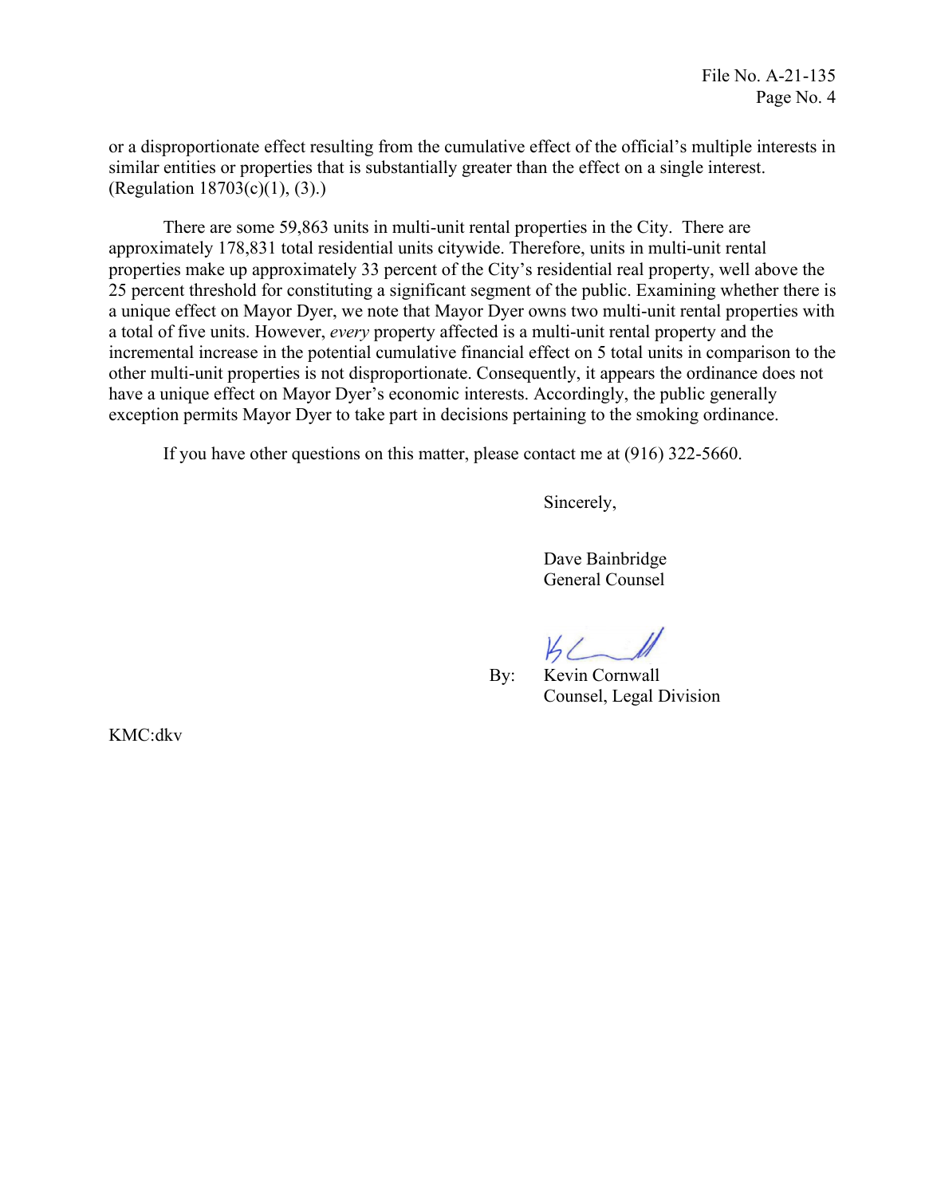or a disproportionate effect resulting from the cumulative effect of the official's multiple interests in similar entities or properties that is substantially greater than the effect on a single interest. (Regulation 18703(c)(1), (3).)

There are some 59,863 units in multi-unit rental properties in the City. There are approximately 178,831 total residential units citywide. Therefore, units in multi-unit rental properties make up approximately 33 percent of the City's residential real property, well above the 25 percent threshold for constituting a significant segment of the public. Examining whether there is a unique effect on Mayor Dyer, we note that Mayor Dyer owns two multi-unit rental properties with a total of five units. However, *every* property affected is a multi-unit rental property and the incremental increase in the potential cumulative financial effect on 5 total units in comparison to the other multi-unit properties is not disproportionate. Consequently, it appears the ordinance does not have a unique effect on Mayor Dyer's economic interests. Accordingly, the public generally exception permits Mayor Dyer to take part in decisions pertaining to the smoking ordinance.

If you have other questions on this matter, please contact me at (916) 322-5660.

Sincerely,

Dave Bainbridge
General Counsel

By: Kevin Cornwall
Counsel, Legal Division

KMC:dkv